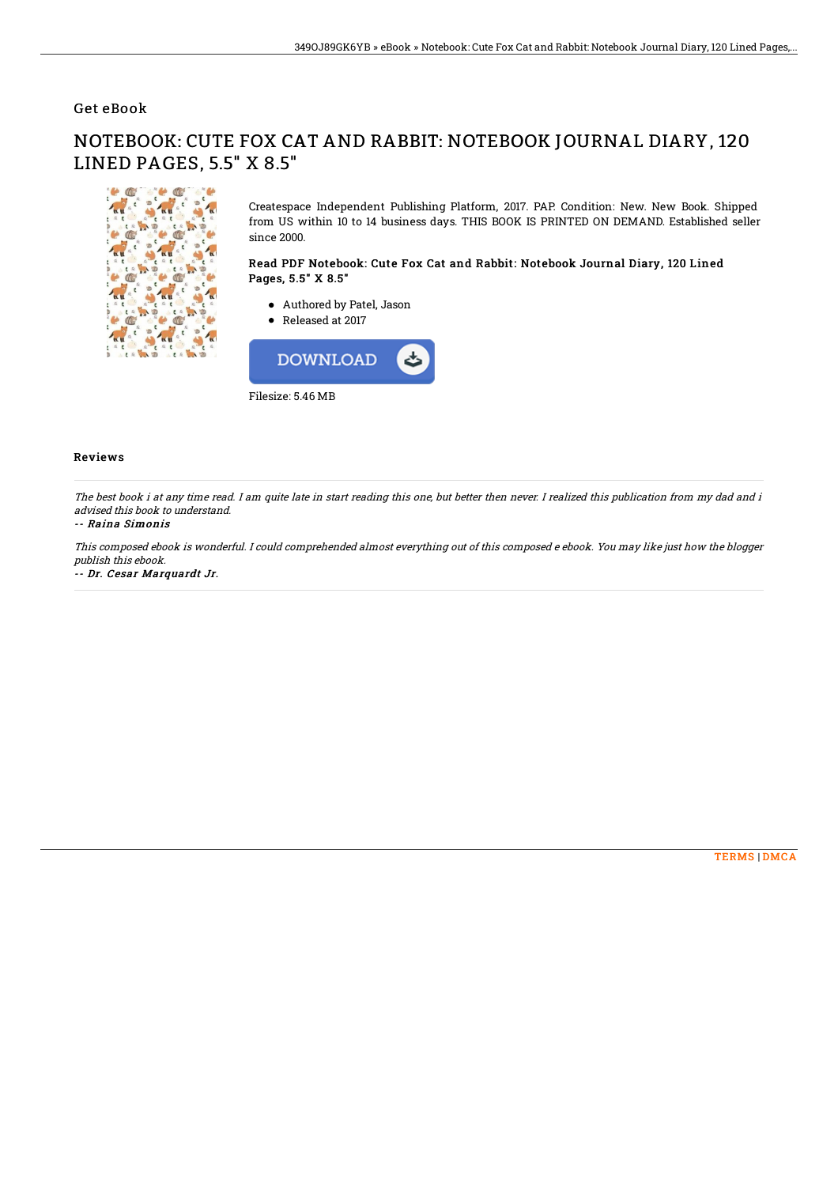Get eBook

# NOTEBOOK: CUTE FOX CAT AND RABBIT: NOTEBOOK JOURNAL DIARY, 120 LINED PAGES, 5.5" X 8.5"

Createspace Independent Publishing Platform, 2017. PAP. Condition: New. New Book. Shipped from US within 10 to 14 business days. THIS BOOK IS PRINTED ON DEMAND. Established seller since 2000.

### Read PDF Notebook: Cute Fox Cat and Rabbit: Notebook Journal Diary, 120 Lined Pages, 5.5" X 8.5"

- Authored by Patel, Jason
- Released at 2017

DOWNLOAD

Filesize: 5.46 MB

## Reviews

*The best book i at any time read. I am quite late in start reading this one, but better then never. I realized this publication from my dad and i advised this book to understand.*

*-- Raina Simonis*

*This composed ebook is wonderful. I could comprehended almost everything out of this composed e ebook. You may like just how the blogger publish this ebook.*

*-- Dr. Cesar Marquardt Jr.*

TERMS | DMCA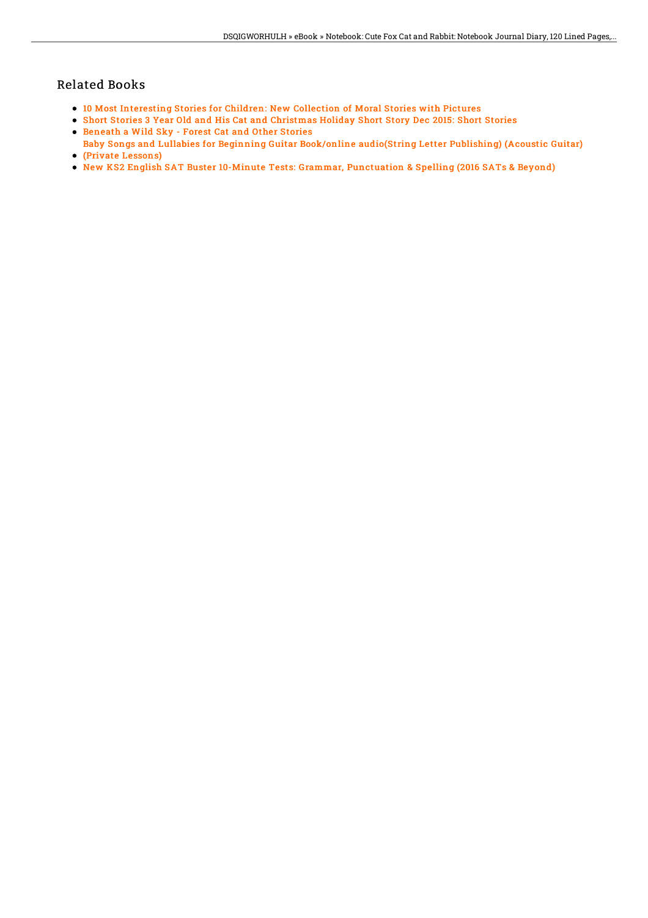## Related Books

- 10 Most Interesting Stories for Children: New Collection of Moral Stories with Pictures
- Short Stories 3 Year Old and His Cat and Christmas Holiday Short Story Dec 2015: Short Stories
- Beneath a Wild Sky - Forest Cat and Other Stories
- Baby Songs and Lullabies for Beginning Guitar Book/online audio(String Letter Publishing) (Acoustic Guitar) (Private Lessons)
- New KS2 English SAT Buster 10-Minute Tests: Grammar, Punctuation & Spelling (2016 SATs & Beyond)